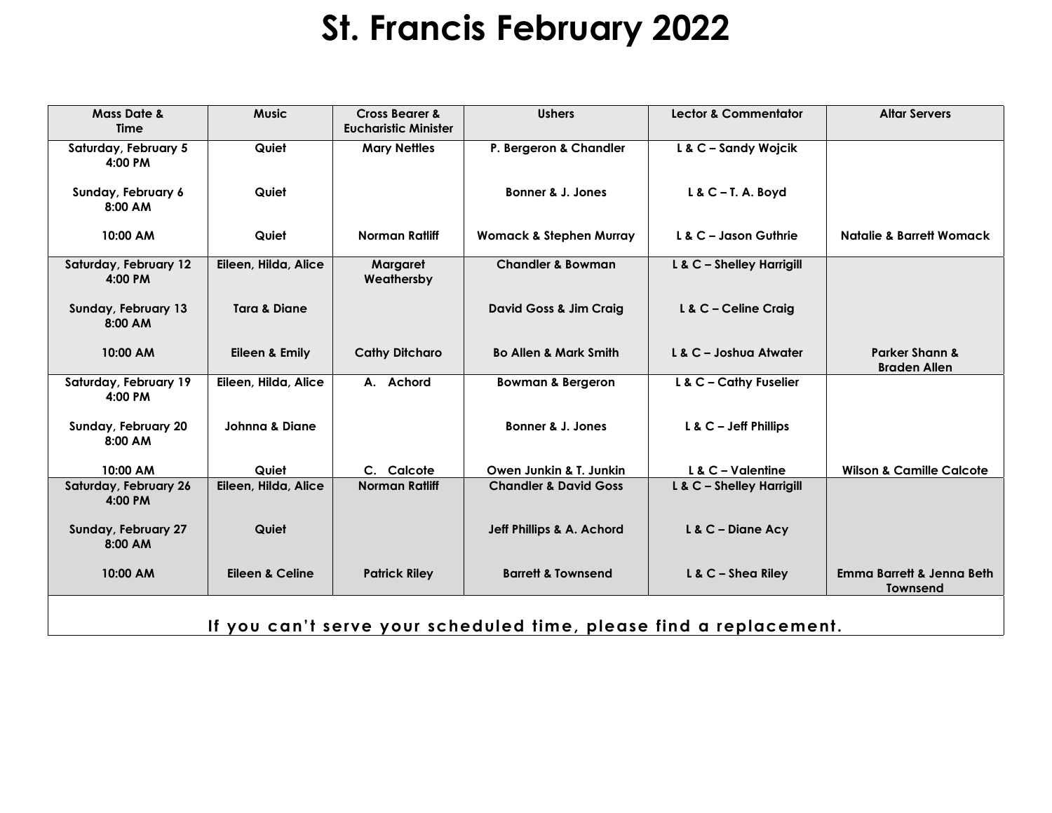# St. Francis February 2022

| Mass Date & Time | Music | Cross Bearer & Eucharistic Minister | Ushers | Lector & Commentator | Altar Servers |
|---|---|---|---|---|---|
| Saturday, February 5 4:00 PM | Quiet | Mary Nettles | P. Bergeron & Chandler | L & C – Sandy Wojcik | |
| Sunday, February 6 8:00 AM | Quiet | | Bonner & J. Jones | L & C – T. A. Boyd | |
| 10:00 AM | Quiet | Norman Ratliff | Womack & Stephen Murray | L & C – Jason Guthrie | Natalie & Barrett Womack |
| Saturday, February 12 4:00 PM | Eileen, Hilda, Alice | Margaret Weathersby | Chandler & Bowman | L & C – Shelley Harrigill | |
| Sunday, February 13 8:00 AM | Tara & Diane | | David Goss & Jim Craig | L & C – Celine Craig | |
| 10:00 AM | Eileen & Emily | Cathy Ditcharo | Bo Allen & Mark Smith | L & C – Joshua Atwater | Parker Shann & Braden Allen |
| Saturday, February 19 4:00 PM | Eileen, Hilda, Alice | A. Achord | Bowman & Bergeron | L & C – Cathy Fuselier | |
| Sunday, February 20 8:00 AM | Johnna & Diane | | Bonner & J. Jones | L & C – Jeff Phillips | |
| 10:00 AM | Quiet | C. Calcote | Owen Junkin & T. Junkin | L & C – Valentine | Wilson & Camille Calcote |
| Saturday, February 26 4:00 PM | Eileen, Hilda, Alice | Norman Ratliff | Chandler & David Goss | L & C – Shelley Harrigill | |
| Sunday, February 27 8:00 AM | Quiet | | Jeff Phillips & A. Achord | L & C – Diane Acy | |
| 10:00 AM | Eileen & Celine | Patrick Riley | Barrett & Townsend | L & C – Shea Riley | Emma Barrett & Jenna Beth Townsend |

**If you can't serve your scheduled time, please find a replacement.**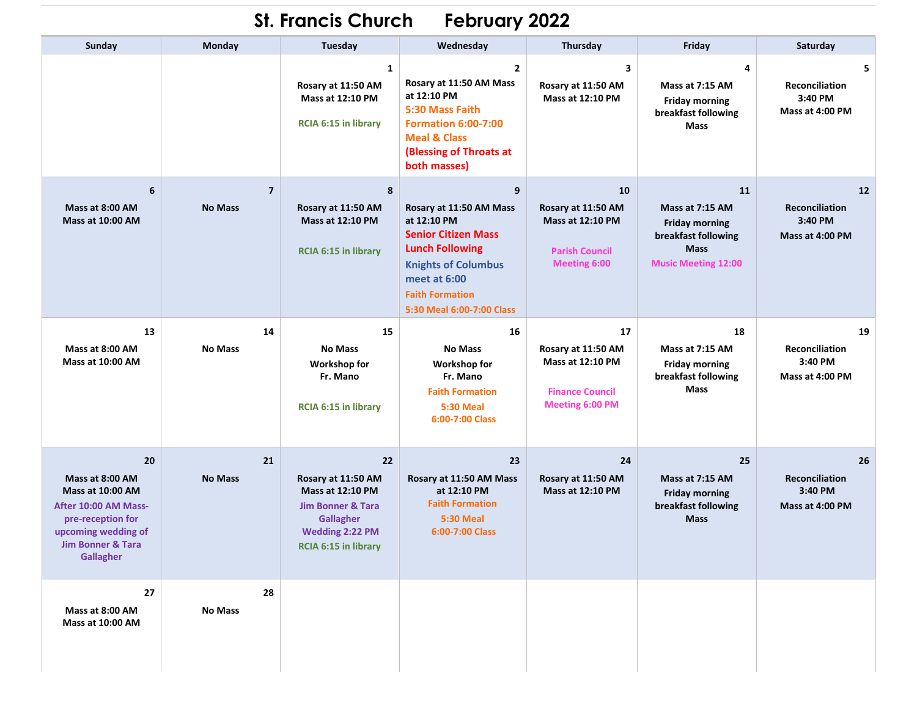# St. Francis Church February 2022

| Sunday | Monday | Tuesday | Wednesday | Thursday | Friday | Saturday |
|---|---|---|---|---|---|---|
| | | **1** Rosary at 11:50 AM Mass at 12:10 PM RCIA 6:15 in library | **2** Rosary at 11:50 AM Mass at 12:10 PM 5:30 Mass Faith Formation 6:00-7:00 Meal & Class (Blessing of Throats at both masses) | **3** Rosary at 11:50 AM Mass at 12:10 PM | **4** Mass at 7:15 AM Friday morning breakfast following Mass | **5** Reconciliation 3:40 PM Mass at 4:00 PM |
| **6** Mass at 8:00 AM Mass at 10:00 AM | **7** No Mass | **8** Rosary at 11:50 AM Mass at 12:10 PM RCIA 6:15 in library | **9** Rosary at 11:50 AM Mass at 12:10 PM Senior Citizen Mass Lunch Following Knights of Columbus meet at 6:00 Faith Formation 5:30 Meal 6:00-7:00 Class | **10** Rosary at 11:50 AM Mass at 12:10 PM Parish Council Meeting 6:00 | **11** Mass at 7:15 AM Friday morning breakfast following Mass Music Meeting 12:00 | **12** Reconciliation 3:40 PM Mass at 4:00 PM |
| **13** Mass at 8:00 AM Mass at 10:00 AM | **14** No Mass | **15** No Mass Workshop for Fr. Mano RCIA 6:15 in library | **16** No Mass Workshop for Fr. Mano Faith Formation 5:30 Meal 6:00-7:00 Class | **17** Rosary at 11:50 AM Mass at 12:10 PM Finance Council Meeting 6:00 PM | **18** Mass at 7:15 AM Friday morning breakfast following Mass | **19** Reconciliation 3:40 PM Mass at 4:00 PM |
| **20** Mass at 8:00 AM Mass at 10:00 AM After 10:00 AM Mass-pre-reception for upcoming wedding of Jim Bonner & Tara Gallagher | **21** No Mass | **22** Rosary at 11:50 AM Mass at 12:10 PM Jim Bonner & Tara Gallagher Wedding 2:22 PM RCIA 6:15 in library | **23** Rosary at 11:50 AM Mass at 12:10 PM Faith Formation 5:30 Meal 6:00-7:00 Class | **24** Rosary at 11:50 AM Mass at 12:10 PM | **25** Mass at 7:15 AM Friday morning breakfast following Mass | **26** Reconciliation 3:40 PM Mass at 4:00 PM |
| **27** Mass at 8:00 AM Mass at 10:00 AM | **28** No Mass | | | | | |